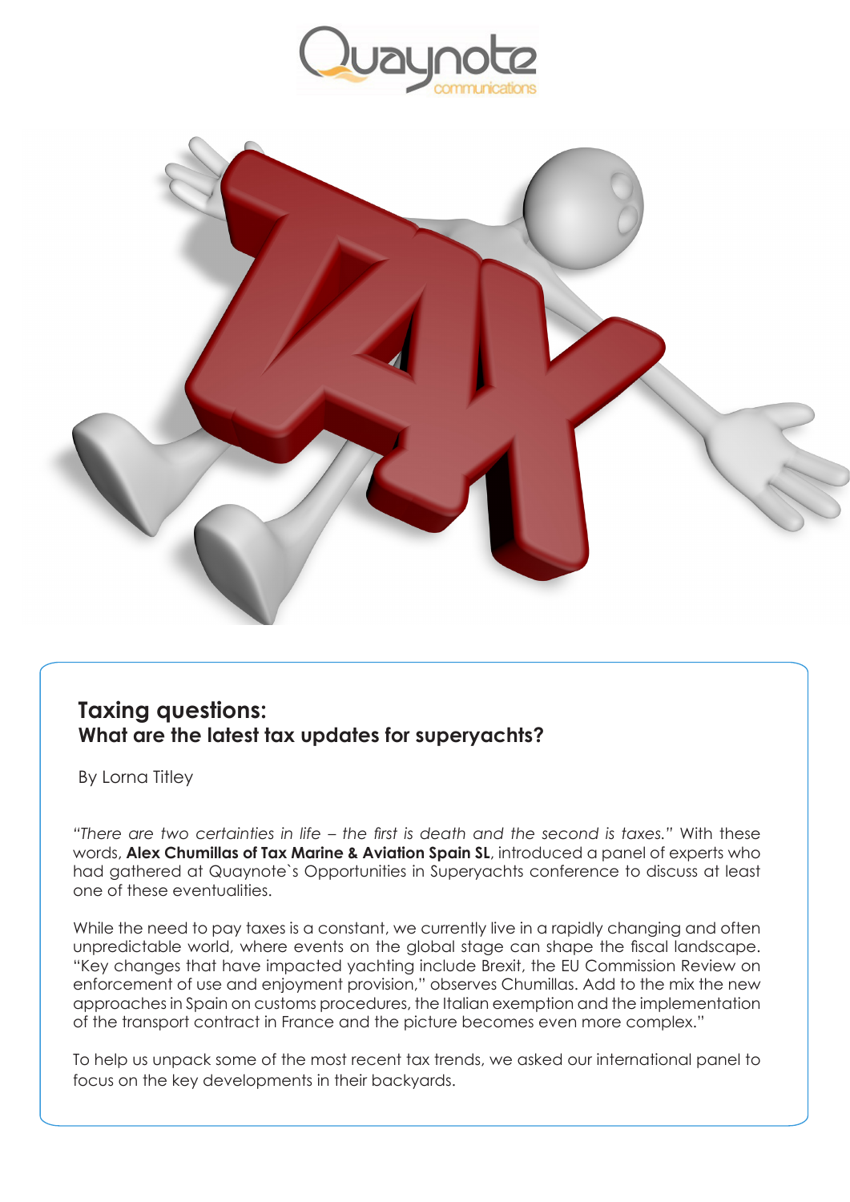## Taxing questions:
### What are the latest tax updates for superyachts?

By Lorna Titley

*"There are two certainties in life – the first is death and the second is taxes."* With these words, **Alex Chumillas of Tax Marine & Aviation Spain SL**, introduced a panel of experts who had gathered at Quaynote`s Opportunities in Superyachts conference to discuss at least one of these eventualities.

While the need to pay taxes is a constant, we currently live in a rapidly changing and often unpredictable world, where events on the global stage can shape the fiscal landscape. "Key changes that have impacted yachting include Brexit, the EU Commission Review on enforcement of use and enjoyment provision," observes Chumillas. Add to the mix the new approaches in Spain on customs procedures, the Italian exemption and the implementation of the transport contract in France and the picture becomes even more complex."

To help us unpack some of the most recent tax trends, we asked our international panel to focus on the key developments in their backyards.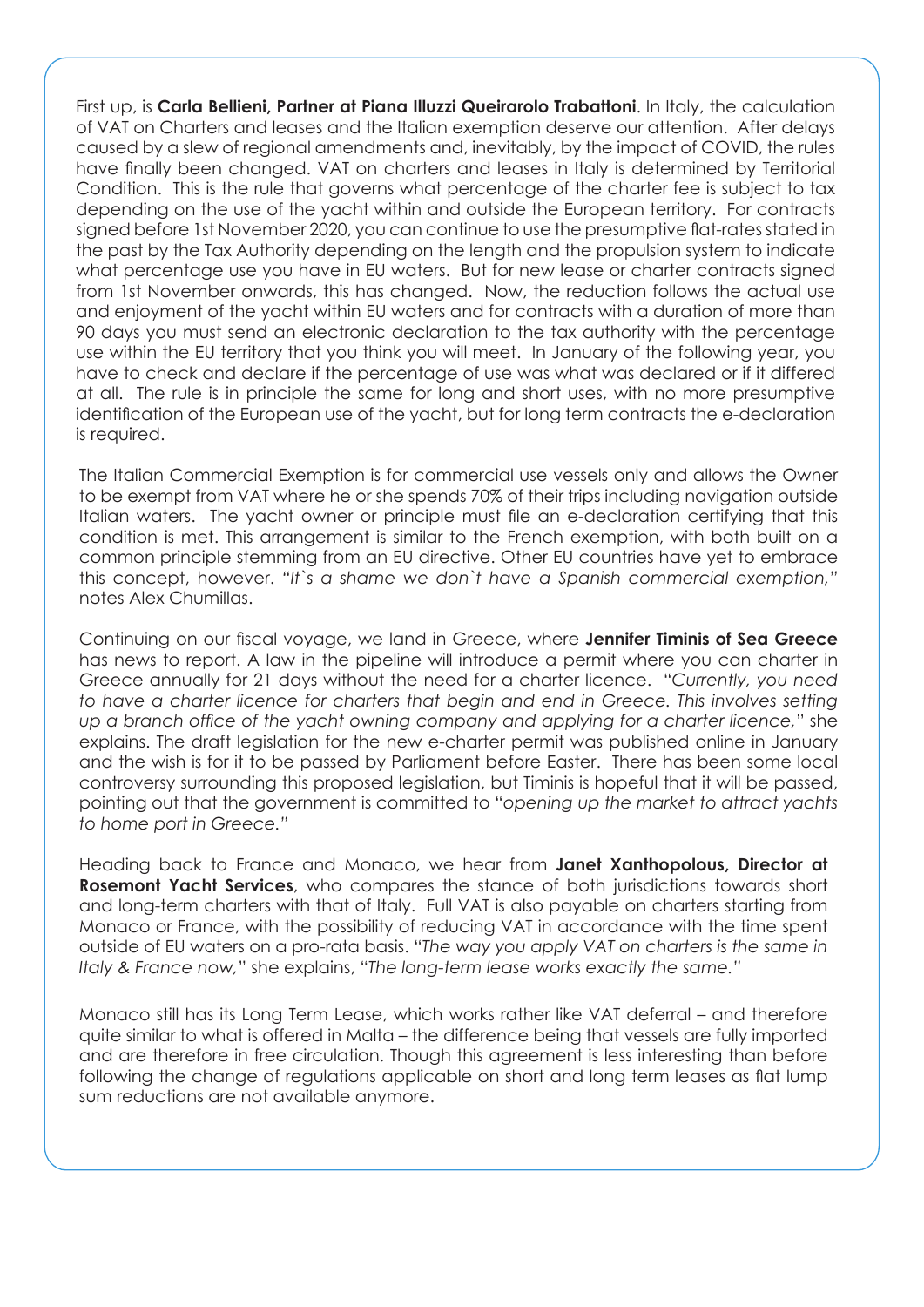First up, is **Carla Bellieni, Partner at Piana Illuzzi Queirarolo Trabattoni**. In Italy, the calculation of VAT on Charters and leases and the Italian exemption deserve our attention. After delays caused by a slew of regional amendments and, inevitably, by the impact of COVID, the rules have finally been changed. VAT on charters and leases in Italy is determined by Territorial Condition. This is the rule that governs what percentage of the charter fee is subject to tax depending on the use of the yacht within and outside the European territory. For contracts signed before 1st November 2020, you can continue to use the presumptive flat-rates stated in the past by the Tax Authority depending on the length and the propulsion system to indicate what percentage use you have in EU waters. But for new lease or charter contracts signed from 1st November onwards, this has changed. Now, the reduction follows the actual use and enjoyment of the yacht within EU waters and for contracts with a duration of more than 90 days you must send an electronic declaration to the tax authority with the percentage use within the EU territory that you think you will meet. In January of the following year, you have to check and declare if the percentage of use was what was declared or if it differed at all. The rule is in principle the same for long and short uses, with no more presumptive identification of the European use of the yacht, but for long term contracts the e-declaration is required.

The Italian Commercial Exemption is for commercial use vessels only and allows the Owner to be exempt from VAT where he or she spends 70% of their trips including navigation outside Italian waters. The yacht owner or principle must file an e-declaration certifying that this condition is met. This arrangement is similar to the French exemption, with both built on a common principle stemming from an EU directive. Other EU countries have yet to embrace this concept, however. *"It`s a shame we don`t have a Spanish commercial exemption,"* notes Alex Chumillas.

Continuing on our fiscal voyage, we land in Greece, where **Jennifer Timinis of Sea Greece** has news to report. A law in the pipeline will introduce a permit where you can charter in Greece annually for 21 days without the need for a charter licence. "*Currently, you need to have a charter licence for charters that begin and end in Greece. This involves setting up a branch office of the yacht owning company and applying for a charter licence,*" she explains. The draft legislation for the new e-charter permit was published online in January and the wish is for it to be passed by Parliament before Easter. There has been some local controversy surrounding this proposed legislation, but Timinis is hopeful that it will be passed, pointing out that the government is committed to "*opening up the market to attract yachts to home port in Greece.*"

Heading back to France and Monaco, we hear from **Janet Xanthopolous, Director at Rosemont Yacht Services**, who compares the stance of both jurisdictions towards short and long-term charters with that of Italy. Full VAT is also payable on charters starting from Monaco or France, with the possibility of reducing VAT in accordance with the time spent outside of EU waters on a pro-rata basis. "*The way you apply VAT on charters is the same in Italy & France now,*" she explains, "*The long-term lease works exactly the same.*"

Monaco still has its Long Term Lease, which works rather like VAT deferral – and therefore quite similar to what is offered in Malta – the difference being that vessels are fully imported and are therefore in free circulation. Though this agreement is less interesting than before following the change of regulations applicable on short and long term leases as flat lump sum reductions are not available anymore.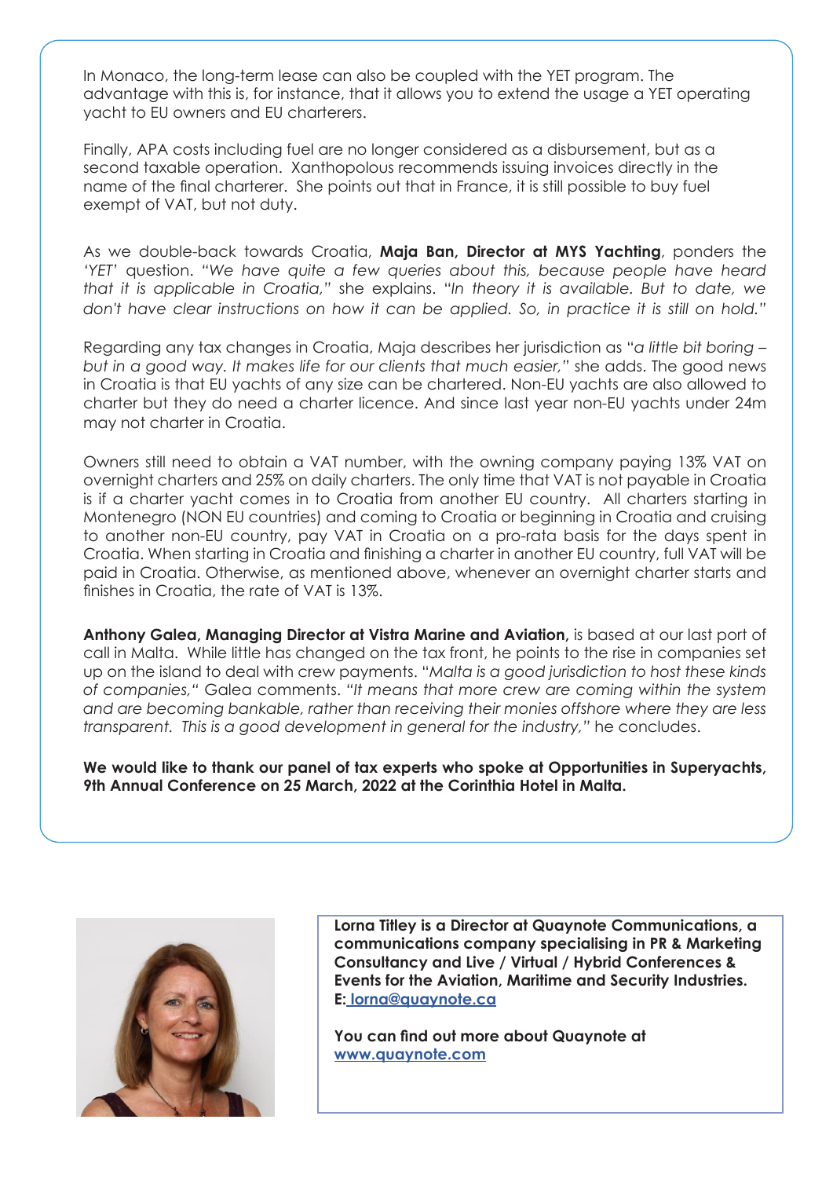In Monaco, the long-term lease can also be coupled with the YET program. The advantage with this is, for instance, that it allows you to extend the usage a YET operating yacht to EU owners and EU charterers.

Finally, APA costs including fuel are no longer considered as a disbursement, but as a second taxable operation. Xanthopolous recommends issuing invoices directly in the name of the final charterer. She points out that in France, it is still possible to buy fuel exempt of VAT, but not duty.

As we double-back towards Croatia, **Maja Ban, Director at MYS Yachting**, ponders the *'YET'* question. *"We have quite a few queries about this, because people have heard that it is applicable in Croatia,"* she explains. *"In theory it is available. But to date, we don't have clear instructions on how it can be applied. So, in practice it is still on hold."*

Regarding any tax changes in Croatia, Maja describes her jurisdiction as *"a little bit boring – but in a good way. It makes life for our clients that much easier,"* she adds. The good news in Croatia is that EU yachts of any size can be chartered. Non-EU yachts are also allowed to charter but they do need a charter licence. And since last year non-EU yachts under 24m may not charter in Croatia.

Owners still need to obtain a VAT number, with the owning company paying 13% VAT on overnight charters and 25% on daily charters. The only time that VAT is not payable in Croatia is if a charter yacht comes in to Croatia from another EU country. All charters starting in Montenegro (NON EU countries) and coming to Croatia or beginning in Croatia and cruising to another non-EU country, pay VAT in Croatia on a pro-rata basis for the days spent in Croatia. When starting in Croatia and finishing a charter in another EU country, full VAT will be paid in Croatia. Otherwise, as mentioned above, whenever an overnight charter starts and finishes in Croatia, the rate of VAT is 13%.

**Anthony Galea, Managing Director at Vistra Marine and Aviation,** is based at our last port of call in Malta. While little has changed on the tax front, he points to the rise in companies set up on the island to deal with crew payments. *"Malta is a good jurisdiction to host these kinds of companies,"* Galea comments. *"It means that more crew are coming within the system and are becoming bankable, rather than receiving their monies offshore where they are less transparent. This is a good development in general for the industry,"* he concludes.

**We would like to thank our panel of tax experts who spoke at Opportunities in Superyachts, 9th Annual Conference on 25 March, 2022 at the Corinthia Hotel in Malta.**

**Lorna Titley is a Director at Quaynote Communications, a communications company specialising in PR & Marketing Consultancy and Live / Virtual / Hybrid Conferences & Events for the Aviation, Maritime and Security Industries.**
**E: lorna@quaynote.ca**

**You can find out more about Quaynote at www.quaynote.com**